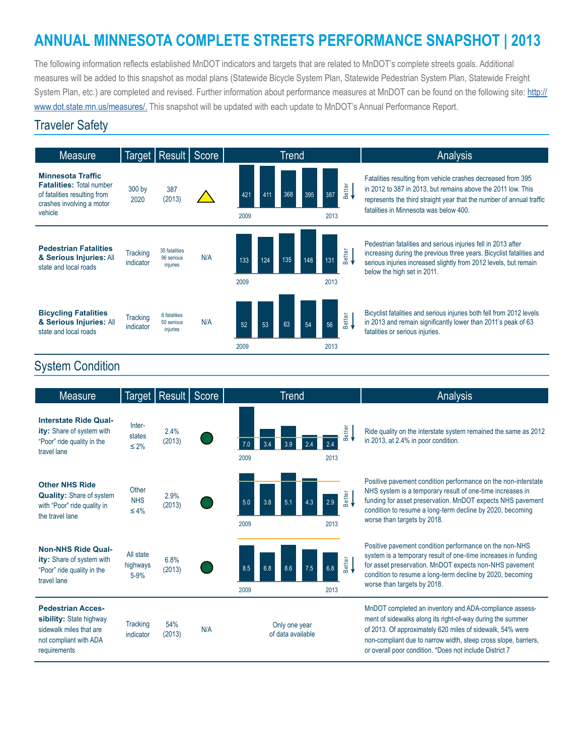# ANNUAL MINNESOTA COMPLETE STREETS PERFORMANCE SNAPSHOT | 2013

The following information reflects established MnDOT indicators and targets that are related to MnDOT's complete streets goals. Additional measures will be added to this snapshot as modal plans (Statewide Bicycle System Plan, Statewide Pedestrian System Plan, Statewide Freight System Plan, etc.) are completed and revised. Further information about performance measures at MnDOT can be found on the following site: http://www.dot.state.mn.us/measures/. This snapshot will be updated with each update to MnDOT's Annual Performance Report.

## Traveler Safety

| Measure | Target | Result | Score | Trend (2009–2013, Better ↓) | Analysis |
|---|---|---|---|---|---|
| **Minnesota Traffic Fatalities:** Total number of fatalities resulting from crashes involving a motor vehicle | 300 by 2020 | 387 (2013) | ▲ (yellow) | 421, 411, 368, 395, 387 | Fatalities resulting from vehicle crashes decreased from 395 in 2012 to 387 in 2013, but remains above the 2011 low. This represents the third straight year that the number of annual traffic fatalities in Minnesota was below 400. |
| **Pedestrian Fatalities & Serious Injuries:** All state and local roads | Tracking indicator | 35 fatalities 96 serious injuries | N/A | 133, 124, 135, 148, 131 | Pedestrian fatalities and serious injuries fell in 2013 after increasing during the previous three years. Bicyclist fatalities and serious injuries increased slightly from 2012 levels, but remain below the high set in 2011. |
| **Bicycling Fatalities & Serious Injuries:** All state and local roads | Tracking indicator | 6 fatalities 50 serious injuries | N/A | 52, 53, 63, 54, 56 | Bicyclist fatalities and serious injuries both fell from 2012 levels in 2013 and remain significantly lower than 2011's peak of 63 fatalities or serious injuries. |

## System Condition

| Measure | Target | Result | Score | Trend (2009–2013, Better ↓) | Analysis |
|---|---|---|---|---|---|
| **Interstate Ride Quality:** Share of system with "Poor" ride quality in the travel lane | Interstates ≤ 2% | 2.4% (2013) | ● (green) | 7.0, 3.4, 3.9, 2.4, 2.4 | Ride quality on the interstate system remained the same as 2012 in 2013, at 2.4% in poor condition. |
| **Other NHS Ride Quality:** Share of system with "Poor" ride quality in the travel lane | Other NHS ≤ 4% | 2.9% (2013) | ● (green) | 5.0, 3.8, 5.1, 4.3, 2.9 | Positive pavement condition performance on the non-interstate NHS system is a temporary result of one-time increases in funding for asset preservation. MnDOT expects NHS pavement condition to resume a long-term decline by 2020, becoming worse than targets by 2018. |
| **Non-NHS Ride Quality:** Share of system with "Poor" ride quality in the travel lane | All state highways 5-9% | 6.8% (2013) | ● (green) | 8.5, 6.8, 8.6, 7.5, 6.8 | Positive pavement condition performance on the non-NHS system is a temporary result of one-time increases in funding for asset preservation. MnDOT expects non-NHS pavement condition to resume a long-term decline by 2020, becoming worse than targets by 2018. |
| **Pedestrian Accessibility:** State highway sidewalk miles that are not compliant with ADA requirements | Tracking indicator | 54% (2013) | N/A | Only one year of data available | MnDOT completed an inventory and ADA-compliance assessment of sidewalks along its right-of-way during the summer of 2013. Of approximately 620 miles of sidewalk, 54% were non-compliant due to narrow width, steep cross slope, barriers, or overall poor condition. *Does not include District 7 |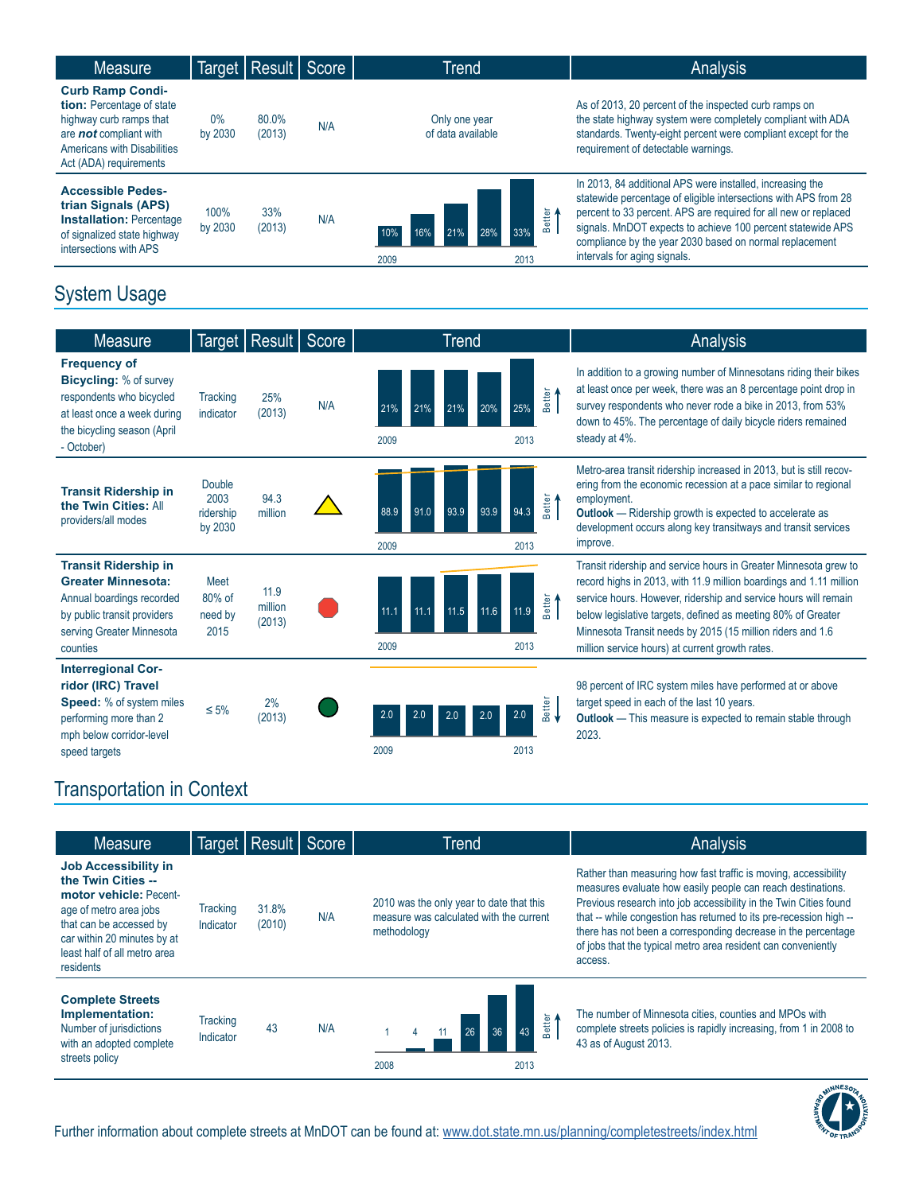| Measure | Target | Result | Score | Trend | Analysis |
|---|---|---|---|---|---|
| **Curb Ramp Condition:** Percentage of state highway curb ramps that are ***not*** compliant with Americans with Disabilities Act (ADA) requirements | 0% by 2030 | 80.0% (2013) | N/A | Only one year of data available | As of 2013, 20 percent of the inspected curb ramps on the state highway system were completely compliant with ADA standards. Twenty-eight percent were compliant except for the requirement of detectable warnings. |
| **Accessible Pedestrian Signals (APS) Installation:** Percentage of signalized state highway intersections with APS | 100% by 2030 | 33% (2013) | N/A | 10% 16% 21% 28% 33% 2009 2013 Better ↑ | In 2013, 84 additional APS were installed, increasing the statewide percentage of eligible intersections with APS from 28 percent to 33 percent. APS are required for all new or replaced signals. MnDOT expects to achieve 100 percent statewide APS compliance by the year 2030 based on normal replacement intervals for aging signals. |

## System Usage

| Measure | Target | Result | Score | Trend | Analysis |
|---|---|---|---|---|---|
| **Frequency of Bicycling:** % of survey respondents who bicycled at least once a week during the bicycling season (April - October) | Tracking indicator | 25% (2013) | N/A | 21% 21% 21% 20% 25% 2009 2013 Better ↑ | In addition to a growing number of Minnesotans riding their bikes at least once per week, there was an 8 percentage point drop in survey respondents who never rode a bike in 2013, from 53% down to 45%. The percentage of daily bicycle riders remained steady at 4%. |
| **Transit Ridership in the Twin Cities:** All providers/all modes | Double 2003 ridership by 2030 | 94.3 million | Yellow triangle | 88.9 91.0 93.9 93.9 94.3 2009 2013 Better ↑ | Metro-area transit ridership increased in 2013, but is still recovering from the economic recession at a pace similar to regional employment. **Outlook** — Ridership growth is expected to accelerate as development occurs along key transitways and transit services improve. |
| **Transit Ridership in Greater Minnesota:** Annual boardings recorded by public transit providers serving Greater Minnesota counties | Meet 80% of need by 2015 | 11.9 million (2013) | Red octagon | 11.1 11.1 11.5 11.6 11.9 2009 2013 Better ↑ | Transit ridership and service hours in Greater Minnesota grew to record highs in 2013, with 11.9 million boardings and 1.11 million service hours. However, ridership and service hours will remain below legislative targets, defined as meeting 80% of Greater Minnesota Transit needs by 2015 (15 million riders and 1.6 million service hours) at current growth rates. |
| **Interregional Corridor (IRC) Travel Speed:** % of system miles performing more than 2 mph below corridor-level speed targets | ≤ 5% | 2% (2013) | Green circle | 2.0 2.0 2.0 2.0 2.0 2009 2013 Better ↓ | 98 percent of IRC system miles have performed at or above target speed in each of the last 10 years. **Outlook** — This measure is expected to remain stable through 2023. |

## Transportation in Context

| Measure | Target | Result | Score | Trend | Analysis |
|---|---|---|---|---|---|
| **Job Accessibility in the Twin Cities -- motor vehicle:** Pecentage of metro area jobs that can be accessed by car within 20 minutes by at least half of all metro area residents | Tracking Indicator | 31.8% (2010) | N/A | 2010 was the only year to date that this measure was calculated with the current methodology | Rather than measuring how fast traffic is moving, accessibility measures evaluate how easily people can reach destinations. Previous research into job accessibility in the Twin Cities found that -- while congestion has returned to its pre-recession high -- there has not been a corresponding decrease in the percentage of jobs that the typical metro area resident can conveniently access. |
| **Complete Streets Implementation:** Number of jurisdictions with an adopted complete streets policy | Tracking Indicator | 43 | N/A | 1 4 11 26 36 43 2008 2013 Better ↑ | The number of Minnesota cities, counties and MPOs with complete streets policies is rapidly increasing, from 1 in 2008 to 43 as of August 2013. |

Further information about complete streets at MnDOT can be found at: www.dot.state.mn.us/planning/completestreets/index.html